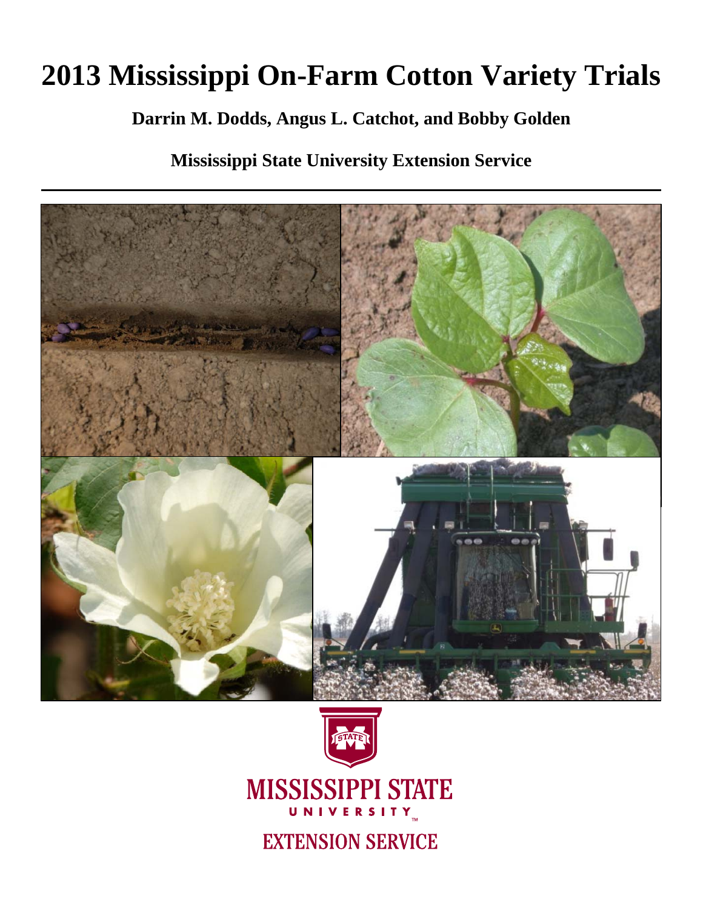# 2013 Mississippi On-Farm Cotton Variety Trials

**Darrin M. Dodds, Angus L. Catchot, and Bobby Golden**

**Mississippi State University Extension Service**

MISSISSIPPI STATE UNIVERSITY

EXTENSION SERVICE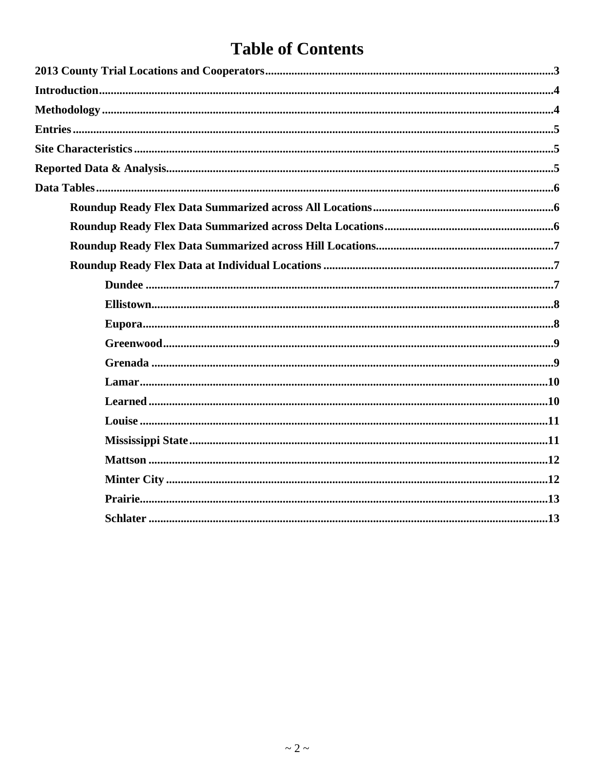# Table of Contents

**2013 County Trial Locations and Cooperators** .....3

**Introduction** .....4

**Methodology** .....4

**Entries** .....5

**Site Characteristics** .....5

**Reported Data & Analysis** .....5

**Data Tables** .....6

- **Roundup Ready Flex Data Summarized across All Locations** .....6
- **Roundup Ready Flex Data Summarized across Delta Locations** .....6
- **Roundup Ready Flex Data Summarized across Hill Locations** .....7
- **Roundup Ready Flex Data at Individual Locations** .....7
  - **Dundee** .....7
  - **Ellistown** .....8
  - **Eupora** .....8
  - **Greenwood** .....9
  - **Grenada** .....9
  - **Lamar** .....10
  - **Learned** .....10
  - **Louise** .....11
  - **Mississippi State** .....11
  - **Mattson** .....12
  - **Minter City** .....12
  - **Prairie** .....13
  - **Schlater** .....13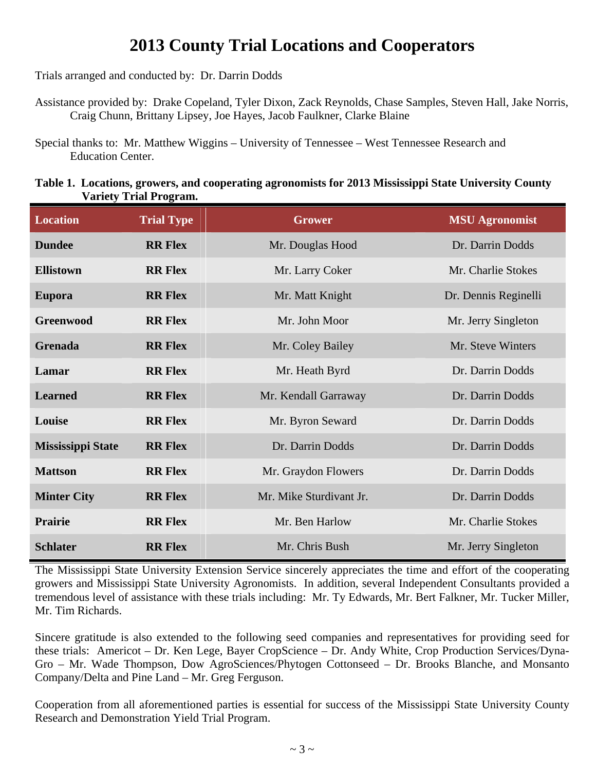# 2013 County Trial Locations and Cooperators

Trials arranged and conducted by: Dr. Darrin Dodds

Assistance provided by: Drake Copeland, Tyler Dixon, Zack Reynolds, Chase Samples, Steven Hall, Jake Norris, Craig Chunn, Brittany Lipsey, Joe Hayes, Jacob Faulkner, Clarke Blaine

Special thanks to: Mr. Matthew Wiggins – University of Tennessee – West Tennessee Research and Education Center.

**Table 1. Locations, growers, and cooperating agronomists for 2013 Mississippi State University County Variety Trial Program.**

| Location | Trial Type | Grower | MSU Agronomist |
|---|---|---|---|
| **Dundee** | **RR Flex** | Mr. Douglas Hood | Dr. Darrin Dodds |
| **Ellistown** | **RR Flex** | Mr. Larry Coker | Mr. Charlie Stokes |
| **Eupora** | **RR Flex** | Mr. Matt Knight | Dr. Dennis Reginelli |
| **Greenwood** | **RR Flex** | Mr. John Moor | Mr. Jerry Singleton |
| **Grenada** | **RR Flex** | Mr. Coley Bailey | Mr. Steve Winters |
| **Lamar** | **RR Flex** | Mr. Heath Byrd | Dr. Darrin Dodds |
| **Learned** | **RR Flex** | Mr. Kendall Garraway | Dr. Darrin Dodds |
| **Louise** | **RR Flex** | Mr. Byron Seward | Dr. Darrin Dodds |
| **Mississippi State** | **RR Flex** | Dr. Darrin Dodds | Dr. Darrin Dodds |
| **Mattson** | **RR Flex** | Mr. Graydon Flowers | Dr. Darrin Dodds |
| **Minter City** | **RR Flex** | Mr. Mike Sturdivant Jr. | Dr. Darrin Dodds |
| **Prairie** | **RR Flex** | Mr. Ben Harlow | Mr. Charlie Stokes |
| **Schlater** | **RR Flex** | Mr. Chris Bush | Mr. Jerry Singleton |

The Mississippi State University Extension Service sincerely appreciates the time and effort of the cooperating growers and Mississippi State University Agronomists. In addition, several Independent Consultants provided a tremendous level of assistance with these trials including: Mr. Ty Edwards, Mr. Bert Falkner, Mr. Tucker Miller, Mr. Tim Richards.

Sincere gratitude is also extended to the following seed companies and representatives for providing seed for these trials: Americot – Dr. Ken Lege, Bayer CropScience – Dr. Andy White, Crop Production Services/Dyna-Gro – Mr. Wade Thompson, Dow AgroSciences/Phytogen Cottonseed – Dr. Brooks Blanche, and Monsanto Company/Delta and Pine Land – Mr. Greg Ferguson.

Cooperation from all aforementioned parties is essential for success of the Mississippi State University County Research and Demonstration Yield Trial Program.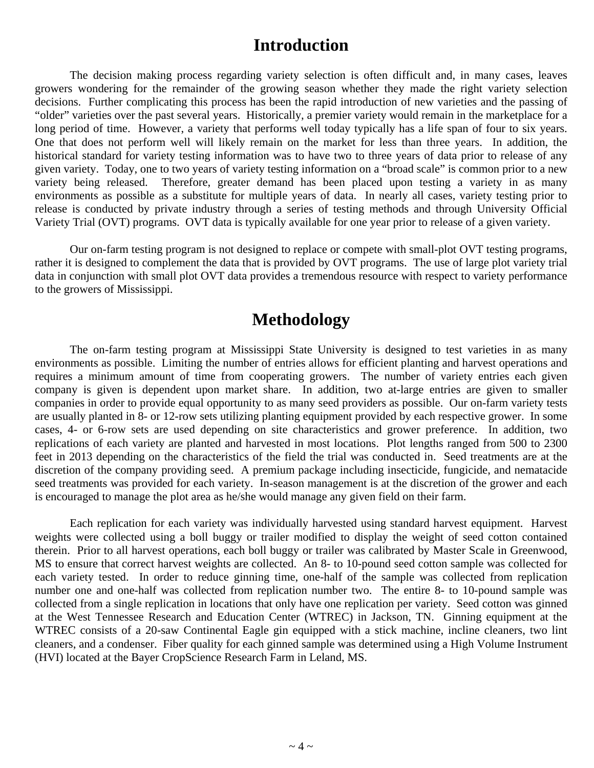# Introduction

The decision making process regarding variety selection is often difficult and, in many cases, leaves growers wondering for the remainder of the growing season whether they made the right variety selection decisions. Further complicating this process has been the rapid introduction of new varieties and the passing of "older" varieties over the past several years. Historically, a premier variety would remain in the marketplace for a long period of time. However, a variety that performs well today typically has a life span of four to six years. One that does not perform well will likely remain on the market for less than three years. In addition, the historical standard for variety testing information was to have two to three years of data prior to release of any given variety. Today, one to two years of variety testing information on a "broad scale" is common prior to a new variety being released. Therefore, greater demand has been placed upon testing a variety in as many environments as possible as a substitute for multiple years of data. In nearly all cases, variety testing prior to release is conducted by private industry through a series of testing methods and through University Official Variety Trial (OVT) programs. OVT data is typically available for one year prior to release of a given variety.

Our on-farm testing program is not designed to replace or compete with small-plot OVT testing programs, rather it is designed to complement the data that is provided by OVT programs. The use of large plot variety trial data in conjunction with small plot OVT data provides a tremendous resource with respect to variety performance to the growers of Mississippi.

# Methodology

The on-farm testing program at Mississippi State University is designed to test varieties in as many environments as possible. Limiting the number of entries allows for efficient planting and harvest operations and requires a minimum amount of time from cooperating growers. The number of variety entries each given company is given is dependent upon market share. In addition, two at-large entries are given to smaller companies in order to provide equal opportunity to as many seed providers as possible. Our on-farm variety tests are usually planted in 8- or 12-row sets utilizing planting equipment provided by each respective grower. In some cases, 4- or 6-row sets are used depending on site characteristics and grower preference. In addition, two replications of each variety are planted and harvested in most locations. Plot lengths ranged from 500 to 2300 feet in 2013 depending on the characteristics of the field the trial was conducted in. Seed treatments are at the discretion of the company providing seed. A premium package including insecticide, fungicide, and nematacide seed treatments was provided for each variety. In-season management is at the discretion of the grower and each is encouraged to manage the plot area as he/she would manage any given field on their farm.

Each replication for each variety was individually harvested using standard harvest equipment. Harvest weights were collected using a boll buggy or trailer modified to display the weight of seed cotton contained therein. Prior to all harvest operations, each boll buggy or trailer was calibrated by Master Scale in Greenwood, MS to ensure that correct harvest weights are collected. An 8- to 10-pound seed cotton sample was collected for each variety tested. In order to reduce ginning time, one-half of the sample was collected from replication number one and one-half was collected from replication number two. The entire 8- to 10-pound sample was collected from a single replication in locations that only have one replication per variety. Seed cotton was ginned at the West Tennessee Research and Education Center (WTREC) in Jackson, TN. Ginning equipment at the WTREC consists of a 20-saw Continental Eagle gin equipped with a stick machine, incline cleaners, two lint cleaners, and a condenser. Fiber quality for each ginned sample was determined using a High Volume Instrument (HVI) located at the Bayer CropScience Research Farm in Leland, MS.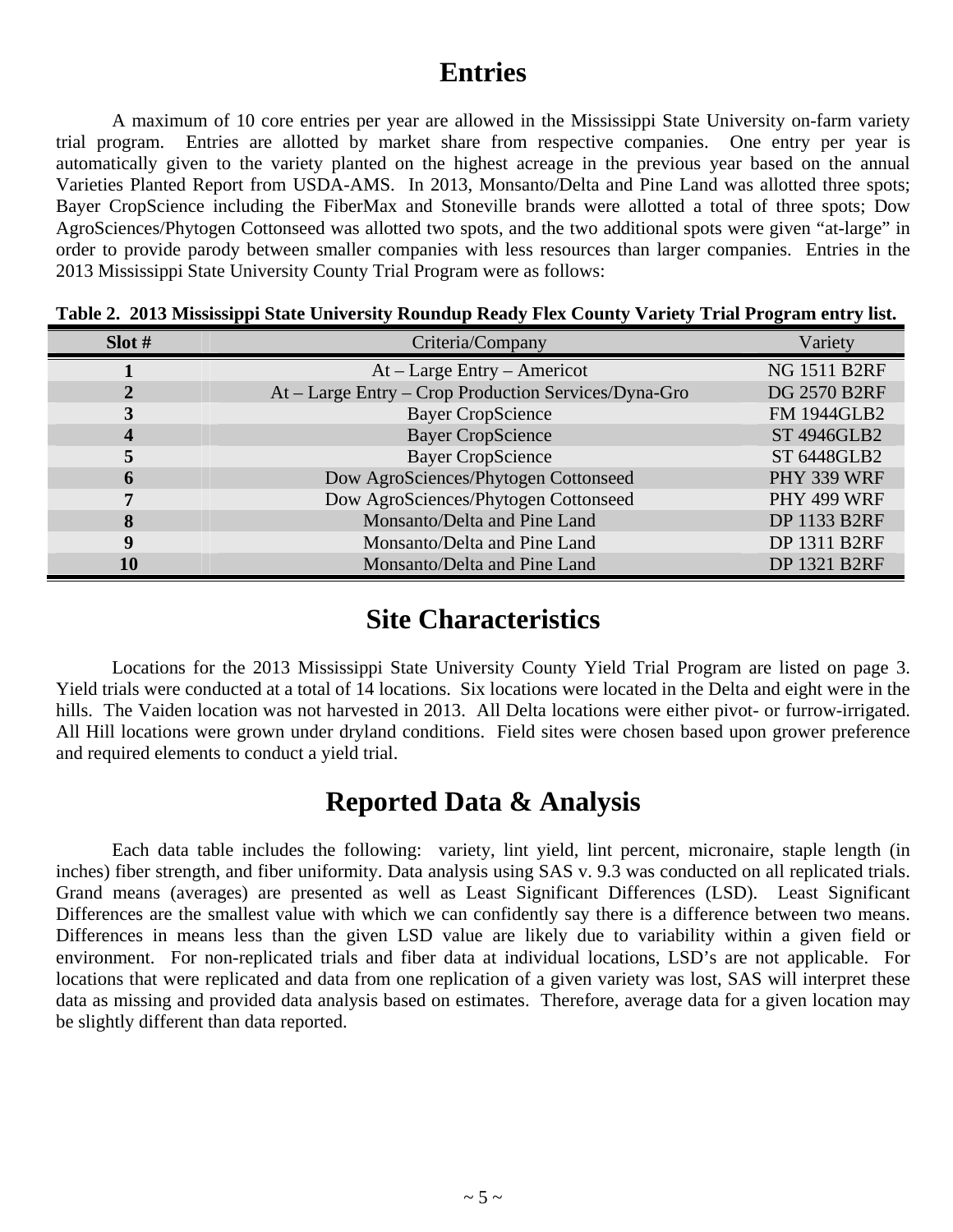# Entries

A maximum of 10 core entries per year are allowed in the Mississippi State University on-farm variety trial program. Entries are allotted by market share from respective companies. One entry per year is automatically given to the variety planted on the highest acreage in the previous year based on the annual Varieties Planted Report from USDA-AMS. In 2013, Monsanto/Delta and Pine Land was allotted three spots; Bayer CropScience including the FiberMax and Stoneville brands were allotted a total of three spots; Dow AgroSciences/Phytogen Cottonseed was allotted two spots, and the two additional spots were given "at-large" in order to provide parody between smaller companies with less resources than larger companies. Entries in the 2013 Mississippi State University County Trial Program were as follows:

**Table 2. 2013 Mississippi State University Roundup Ready Flex County Variety Trial Program entry list.**

| Slot # | Criteria/Company | Variety |
|---|---|---|
| **1** | At – Large Entry – Americot | NG 1511 B2RF |
| **2** | At – Large Entry – Crop Production Services/Dyna-Gro | DG 2570 B2RF |
| **3** | Bayer CropScience | FM 1944GLB2 |
| **4** | Bayer CropScience | ST 4946GLB2 |
| **5** | Bayer CropScience | ST 6448GLB2 |
| **6** | Dow AgroSciences/Phytogen Cottonseed | PHY 339 WRF |
| **7** | Dow AgroSciences/Phytogen Cottonseed | PHY 499 WRF |
| **8** | Monsanto/Delta and Pine Land | DP 1133 B2RF |
| **9** | Monsanto/Delta and Pine Land | DP 1311 B2RF |
| **10** | Monsanto/Delta and Pine Land | DP 1321 B2RF |

# Site Characteristics

Locations for the 2013 Mississippi State University County Yield Trial Program are listed on page 3. Yield trials were conducted at a total of 14 locations. Six locations were located in the Delta and eight were in the hills. The Vaiden location was not harvested in 2013. All Delta locations were either pivot- or furrow-irrigated. All Hill locations were grown under dryland conditions. Field sites were chosen based upon grower preference and required elements to conduct a yield trial.

# Reported Data & Analysis

Each data table includes the following: variety, lint yield, lint percent, micronaire, staple length (in inches) fiber strength, and fiber uniformity. Data analysis using SAS v. 9.3 was conducted on all replicated trials. Grand means (averages) are presented as well as Least Significant Differences (LSD). Least Significant Differences are the smallest value with which we can confidently say there is a difference between two means. Differences in means less than the given LSD value are likely due to variability within a given field or environment. For non-replicated trials and fiber data at individual locations, LSD's are not applicable. For locations that were replicated and data from one replication of a given variety was lost, SAS will interpret these data as missing and provided data analysis based on estimates. Therefore, average data for a given location may be slightly different than data reported.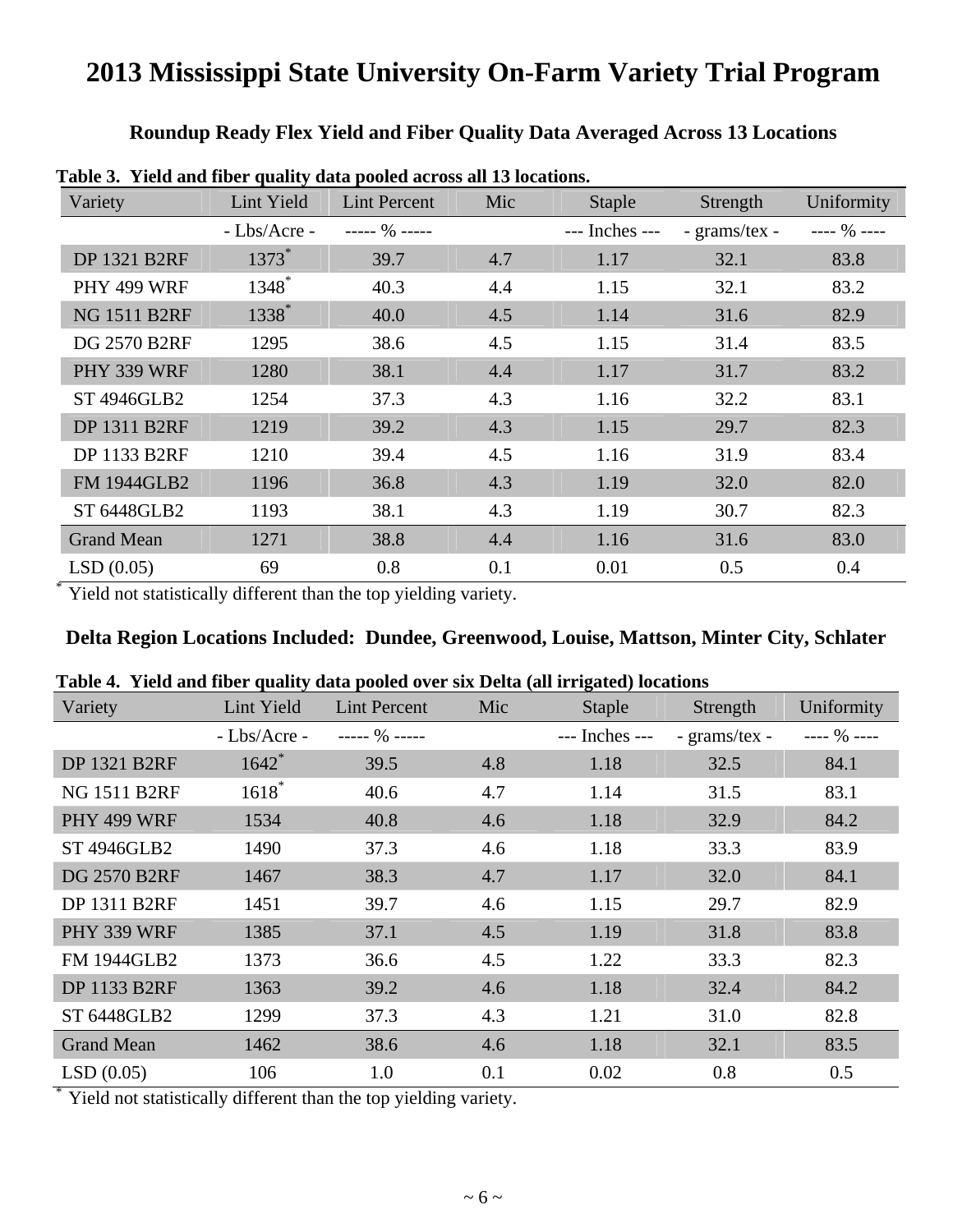# 2013 Mississippi State University On-Farm Variety Trial Program

## Roundup Ready Flex Yield and Fiber Quality Data Averaged Across 13 Locations

**Table 3. Yield and fiber quality data pooled across all 13 locations.**

| Variety | Lint Yield | Lint Percent | Mic | Staple | Strength | Uniformity |
|---|---|---|---|---|---|---|
| | - Lbs/Acre - | ----- % ----- | | --- Inches --- | - grams/tex - | ---- % ---- |
| DP 1321 B2RF | 1373* | 39.7 | 4.7 | 1.17 | 32.1 | 83.8 |
| PHY 499 WRF | 1348* | 40.3 | 4.4 | 1.15 | 32.1 | 83.2 |
| NG 1511 B2RF | 1338* | 40.0 | 4.5 | 1.14 | 31.6 | 82.9 |
| DG 2570 B2RF | 1295 | 38.6 | 4.5 | 1.15 | 31.4 | 83.5 |
| PHY 339 WRF | 1280 | 38.1 | 4.4 | 1.17 | 31.7 | 83.2 |
| ST 4946GLB2 | 1254 | 37.3 | 4.3 | 1.16 | 32.2 | 83.1 |
| DP 1311 B2RF | 1219 | 39.2 | 4.3 | 1.15 | 29.7 | 82.3 |
| DP 1133 B2RF | 1210 | 39.4 | 4.5 | 1.16 | 31.9 | 83.4 |
| FM 1944GLB2 | 1196 | 36.8 | 4.3 | 1.19 | 32.0 | 82.0 |
| ST 6448GLB2 | 1193 | 38.1 | 4.3 | 1.19 | 30.7 | 82.3 |
| Grand Mean | 1271 | 38.8 | 4.4 | 1.16 | 31.6 | 83.0 |
| LSD (0.05) | 69 | 0.8 | 0.1 | 0.01 | 0.5 | 0.4 |

* Yield not statistically different than the top yielding variety.

### Delta Region Locations Included: Dundee, Greenwood, Louise, Mattson, Minter City, Schlater

**Table 4. Yield and fiber quality data pooled over six Delta (all irrigated) locations**

| Variety | Lint Yield | Lint Percent | Mic | Staple | Strength | Uniformity |
|---|---|---|---|---|---|---|
| | - Lbs/Acre - | ----- % ----- | | --- Inches --- | - grams/tex - | ---- % ---- |
| DP 1321 B2RF | 1642* | 39.5 | 4.8 | 1.18 | 32.5 | 84.1 |
| NG 1511 B2RF | 1618* | 40.6 | 4.7 | 1.14 | 31.5 | 83.1 |
| PHY 499 WRF | 1534 | 40.8 | 4.6 | 1.18 | 32.9 | 84.2 |
| ST 4946GLB2 | 1490 | 37.3 | 4.6 | 1.18 | 33.3 | 83.9 |
| DG 2570 B2RF | 1467 | 38.3 | 4.7 | 1.17 | 32.0 | 84.1 |
| DP 1311 B2RF | 1451 | 39.7 | 4.6 | 1.15 | 29.7 | 82.9 |
| PHY 339 WRF | 1385 | 37.1 | 4.5 | 1.19 | 31.8 | 83.8 |
| FM 1944GLB2 | 1373 | 36.6 | 4.5 | 1.22 | 33.3 | 82.3 |
| DP 1133 B2RF | 1363 | 39.2 | 4.6 | 1.18 | 32.4 | 84.2 |
| ST 6448GLB2 | 1299 | 37.3 | 4.3 | 1.21 | 31.0 | 82.8 |
| Grand Mean | 1462 | 38.6 | 4.6 | 1.18 | 32.1 | 83.5 |
| LSD (0.05) | 106 | 1.0 | 0.1 | 0.02 | 0.8 | 0.5 |

* Yield not statistically different than the top yielding variety.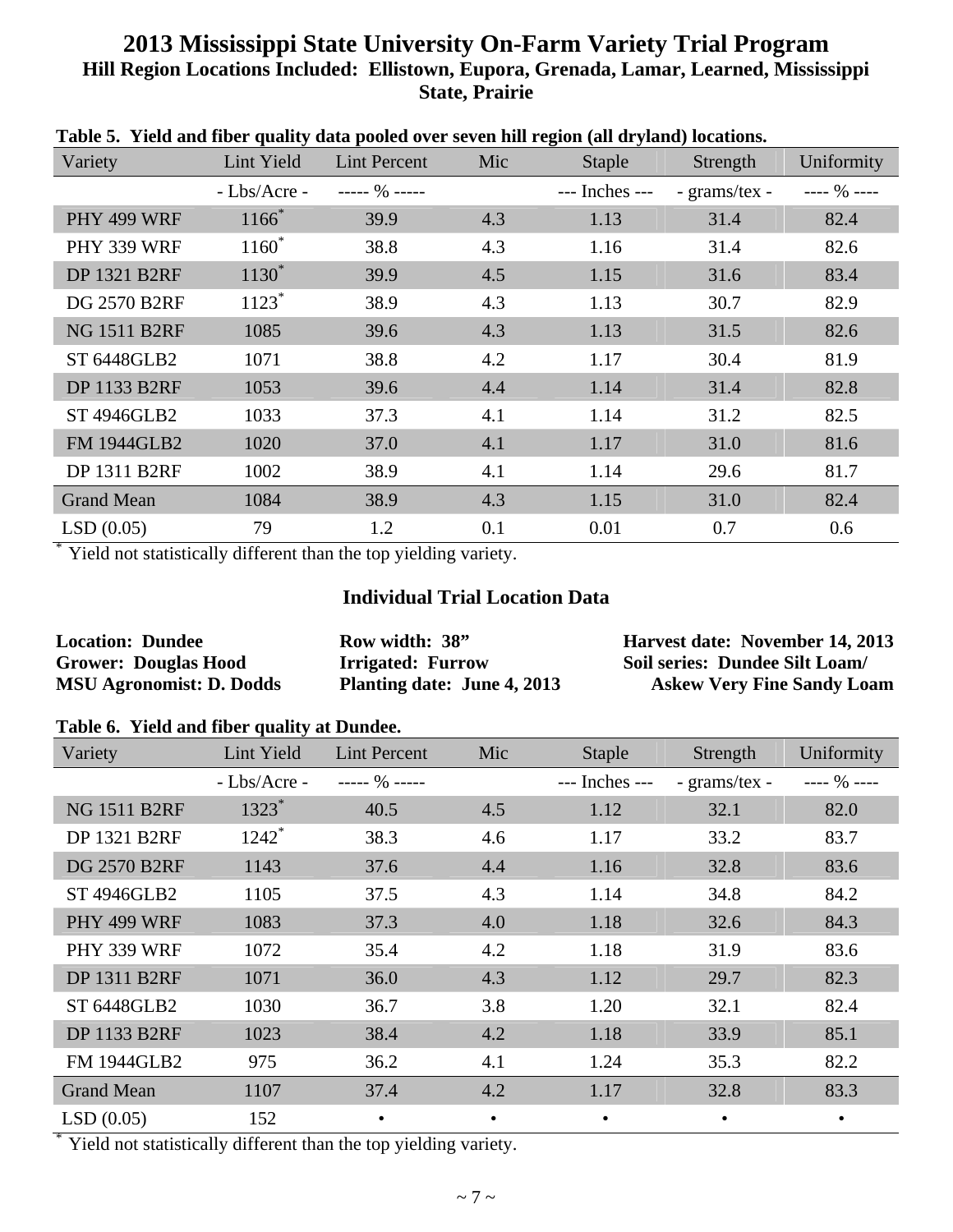# 2013 Mississippi State University On-Farm Variety Trial Program

## Hill Region Locations Included: Ellistown, Eupora, Grenada, Lamar, Learned, Mississippi State, Prairie

**Table 5. Yield and fiber quality data pooled over seven hill region (all dryland) locations.**

| Variety | Lint Yield | Lint Percent | Mic | Staple | Strength | Uniformity |
|---|---|---|---|---|---|---|
| | - Lbs/Acre - | ----- % ----- | | --- Inches --- | - grams/tex - | ---- % ---- |
| PHY 499 WRF | 1166* | 39.9 | 4.3 | 1.13 | 31.4 | 82.4 |
| PHY 339 WRF | 1160* | 38.8 | 4.3 | 1.16 | 31.4 | 82.6 |
| DP 1321 B2RF | 1130* | 39.9 | 4.5 | 1.15 | 31.6 | 83.4 |
| DG 2570 B2RF | 1123* | 38.9 | 4.3 | 1.13 | 30.7 | 82.9 |
| NG 1511 B2RF | 1085 | 39.6 | 4.3 | 1.13 | 31.5 | 82.6 |
| ST 6448GLB2 | 1071 | 38.8 | 4.2 | 1.17 | 30.4 | 81.9 |
| DP 1133 B2RF | 1053 | 39.6 | 4.4 | 1.14 | 31.4 | 82.8 |
| ST 4946GLB2 | 1033 | 37.3 | 4.1 | 1.14 | 31.2 | 82.5 |
| FM 1944GLB2 | 1020 | 37.0 | 4.1 | 1.17 | 31.0 | 81.6 |
| DP 1311 B2RF | 1002 | 38.9 | 4.1 | 1.14 | 29.6 | 81.7 |
| Grand Mean | 1084 | 38.9 | 4.3 | 1.15 | 31.0 | 82.4 |
| LSD (0.05) | 79 | 1.2 | 0.1 | 0.01 | 0.7 | 0.6 |

\* Yield not statistically different than the top yielding variety.

## Individual Trial Location Data

**Location: Dundee**
**Grower: Douglas Hood**
**MSU Agronomist: D. Dodds**

**Row width: 38”**
**Irrigated: Furrow**
**Planting date: June 4, 2013**

**Harvest date: November 14, 2013**
**Soil series: Dundee Silt Loam/ Askew Very Fine Sandy Loam**

**Table 6. Yield and fiber quality at Dundee.**

| Variety | Lint Yield | Lint Percent | Mic | Staple | Strength | Uniformity |
|---|---|---|---|---|---|---|
| | - Lbs/Acre - | ----- % ----- | | --- Inches --- | - grams/tex - | ---- % ---- |
| NG 1511 B2RF | 1323* | 40.5 | 4.5 | 1.12 | 32.1 | 82.0 |
| DP 1321 B2RF | 1242* | 38.3 | 4.6 | 1.17 | 33.2 | 83.7 |
| DG 2570 B2RF | 1143 | 37.6 | 4.4 | 1.16 | 32.8 | 83.6 |
| ST 4946GLB2 | 1105 | 37.5 | 4.3 | 1.14 | 34.8 | 84.2 |
| PHY 499 WRF | 1083 | 37.3 | 4.0 | 1.18 | 32.6 | 84.3 |
| PHY 339 WRF | 1072 | 35.4 | 4.2 | 1.18 | 31.9 | 83.6 |
| DP 1311 B2RF | 1071 | 36.0 | 4.3 | 1.12 | 29.7 | 82.3 |
| ST 6448GLB2 | 1030 | 36.7 | 3.8 | 1.20 | 32.1 | 82.4 |
| DP 1133 B2RF | 1023 | 38.4 | 4.2 | 1.18 | 33.9 | 85.1 |
| FM 1944GLB2 | 975 | 36.2 | 4.1 | 1.24 | 35.3 | 82.2 |
| Grand Mean | 1107 | 37.4 | 4.2 | 1.17 | 32.8 | 83.3 |
| LSD (0.05) | 152 | • | • | • | • | • |

\* Yield not statistically different than the top yielding variety.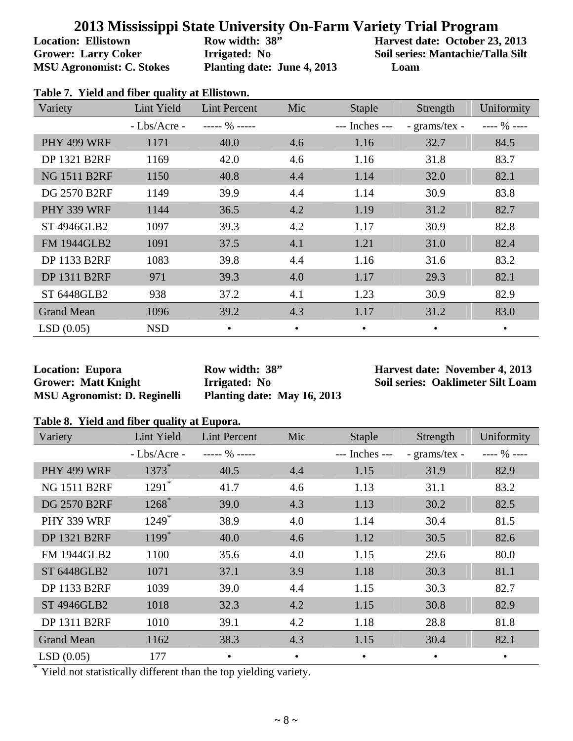# 2013 Mississippi State University On-Farm Variety Trial Program

**Location: Ellistown**
**Grower: Larry Coker**
**MSU Agronomist: C. Stokes**

**Row width: 38"**
**Irrigated: No**
**Planting date: June 4, 2013**

**Harvest date: October 23, 2013**
**Soil series: Mantachie/Talla Silt Loam**

**Table 7. Yield and fiber quality at Ellistown.**

| Variety | Lint Yield | Lint Percent | Mic | Staple | Strength | Uniformity |
|---|---|---|---|---|---|---|
| | - Lbs/Acre - | ----- % ----- | | --- Inches --- | - grams/tex - | ---- % ---- |
| PHY 499 WRF | 1171 | 40.0 | 4.6 | 1.16 | 32.7 | 84.5 |
| DP 1321 B2RF | 1169 | 42.0 | 4.6 | 1.16 | 31.8 | 83.7 |
| NG 1511 B2RF | 1150 | 40.8 | 4.4 | 1.14 | 32.0 | 82.1 |
| DG 2570 B2RF | 1149 | 39.9 | 4.4 | 1.14 | 30.9 | 83.8 |
| PHY 339 WRF | 1144 | 36.5 | 4.2 | 1.19 | 31.2 | 82.7 |
| ST 4946GLB2 | 1097 | 39.3 | 4.2 | 1.17 | 30.9 | 82.8 |
| FM 1944GLB2 | 1091 | 37.5 | 4.1 | 1.21 | 31.0 | 82.4 |
| DP 1133 B2RF | 1083 | 39.8 | 4.4 | 1.16 | 31.6 | 83.2 |
| DP 1311 B2RF | 971 | 39.3 | 4.0 | 1.17 | 29.3 | 82.1 |
| ST 6448GLB2 | 938 | 37.2 | 4.1 | 1.23 | 30.9 | 82.9 |
| Grand Mean | 1096 | 39.2 | 4.3 | 1.17 | 31.2 | 83.0 |
| LSD (0.05) | NSD | • | • | • | • | • |

**Location: Eupora**
**Grower: Matt Knight**
**MSU Agronomist: D. Reginelli**

**Row width: 38"**
**Irrigated: No**
**Planting date: May 16, 2013**

**Harvest date: November 4, 2013**
**Soil series: Oaklimeter Silt Loam**

**Table 8. Yield and fiber quality at Eupora.**

| Variety | Lint Yield | Lint Percent | Mic | Staple | Strength | Uniformity |
|---|---|---|---|---|---|---|
| | - Lbs/Acre - | ----- % ----- | | --- Inches --- | - grams/tex - | ---- % ---- |
| PHY 499 WRF | 1373* | 40.5 | 4.4 | 1.15 | 31.9 | 82.9 |
| NG 1511 B2RF | 1291* | 41.7 | 4.6 | 1.13 | 31.1 | 83.2 |
| DG 2570 B2RF | 1268* | 39.0 | 4.3 | 1.13 | 30.2 | 82.5 |
| PHY 339 WRF | 1249* | 38.9 | 4.0 | 1.14 | 30.4 | 81.5 |
| DP 1321 B2RF | 1199* | 40.0 | 4.6 | 1.12 | 30.5 | 82.6 |
| FM 1944GLB2 | 1100 | 35.6 | 4.0 | 1.15 | 29.6 | 80.0 |
| ST 6448GLB2 | 1071 | 37.1 | 3.9 | 1.18 | 30.3 | 81.1 |
| DP 1133 B2RF | 1039 | 39.0 | 4.4 | 1.15 | 30.3 | 82.7 |
| ST 4946GLB2 | 1018 | 32.3 | 4.2 | 1.15 | 30.8 | 82.9 |
| DP 1311 B2RF | 1010 | 39.1 | 4.2 | 1.18 | 28.8 | 81.8 |
| Grand Mean | 1162 | 38.3 | 4.3 | 1.15 | 30.4 | 82.1 |
| LSD (0.05) | 177 | • | • | • | • | • |

* Yield not statistically different than the top yielding variety.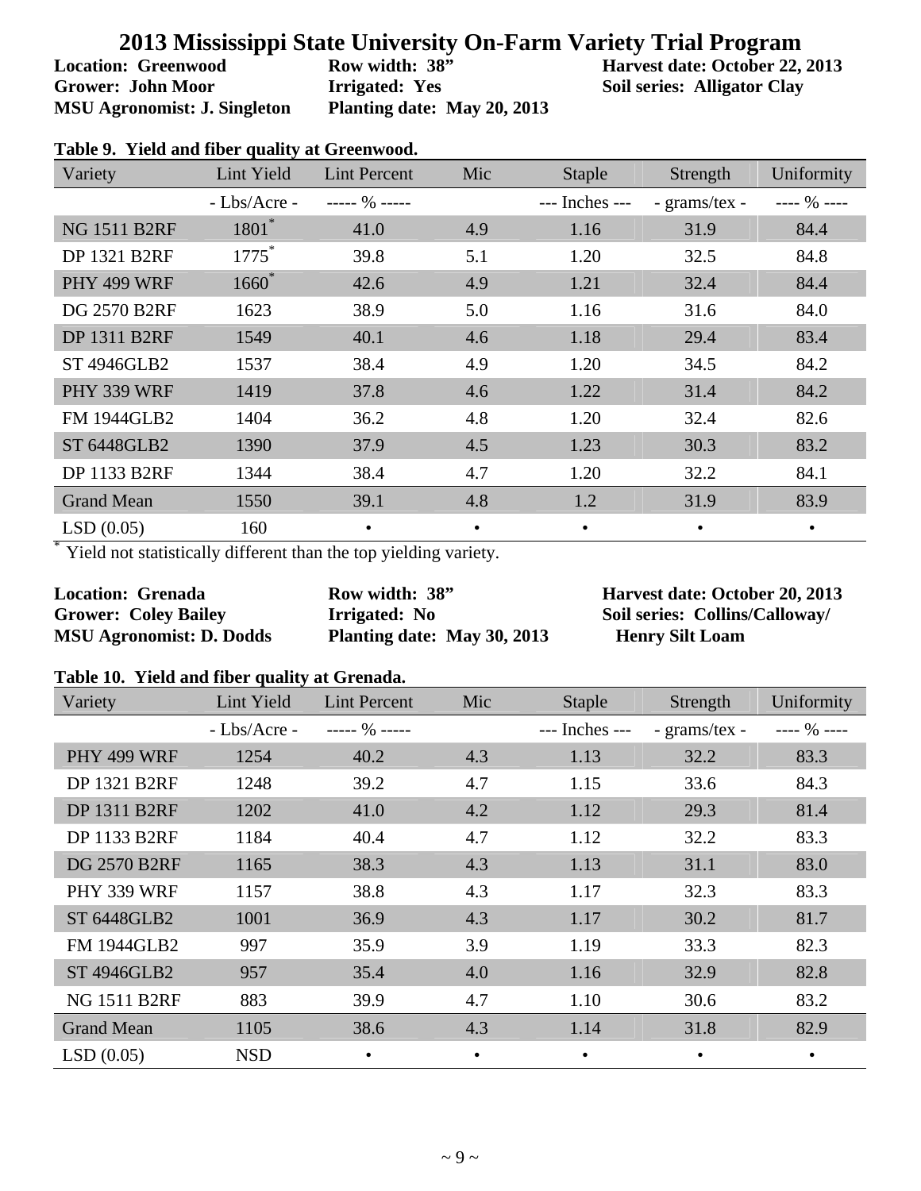# 2013 Mississippi State University On-Farm Variety Trial Program

**Location: Greenwood** | **Row width: 38”** | **Harvest date: October 22, 2013**
**Grower: John Moor** | **Irrigated: Yes** | **Soil series: Alligator Clay**
**MSU Agronomist: J. Singleton** | **Planting date: May 20, 2013**

**Table 9. Yield and fiber quality at Greenwood.**

| Variety | Lint Yield | Lint Percent | Mic | Staple | Strength | Uniformity |
|---|---|---|---|---|---|---|
| | - Lbs/Acre - | ----- % ----- | | --- Inches --- | - grams/tex - | ---- % ---- |
| NG 1511 B2RF | 1801* | 41.0 | 4.9 | 1.16 | 31.9 | 84.4 |
| DP 1321 B2RF | 1775* | 39.8 | 5.1 | 1.20 | 32.5 | 84.8 |
| PHY 499 WRF | 1660* | 42.6 | 4.9 | 1.21 | 32.4 | 84.4 |
| DG 2570 B2RF | 1623 | 38.9 | 5.0 | 1.16 | 31.6 | 84.0 |
| DP 1311 B2RF | 1549 | 40.1 | 4.6 | 1.18 | 29.4 | 83.4 |
| ST 4946GLB2 | 1537 | 38.4 | 4.9 | 1.20 | 34.5 | 84.2 |
| PHY 339 WRF | 1419 | 37.8 | 4.6 | 1.22 | 31.4 | 84.2 |
| FM 1944GLB2 | 1404 | 36.2 | 4.8 | 1.20 | 32.4 | 82.6 |
| ST 6448GLB2 | 1390 | 37.9 | 4.5 | 1.23 | 30.3 | 83.2 |
| DP 1133 B2RF | 1344 | 38.4 | 4.7 | 1.20 | 32.2 | 84.1 |
| Grand Mean | 1550 | 39.1 | 4.8 | 1.2 | 31.9 | 83.9 |
| LSD (0.05) | 160 | • | • | • | • | • |

\* Yield not statistically different than the top yielding variety.

**Location: Grenada** | **Row width: 38”** | **Harvest date: October 20, 2013**
**Grower: Coley Bailey** | **Irrigated: No** | **Soil series: Collins/Calloway/Henry Silt Loam**
**MSU Agronomist: D. Dodds** | **Planting date: May 30, 2013**

**Table 10. Yield and fiber quality at Grenada.**

| Variety | Lint Yield | Lint Percent | Mic | Staple | Strength | Uniformity |
|---|---|---|---|---|---|---|
| | - Lbs/Acre - | ----- % ----- | | --- Inches --- | - grams/tex - | ---- % ---- |
| PHY 499 WRF | 1254 | 40.2 | 4.3 | 1.13 | 32.2 | 83.3 |
| DP 1321 B2RF | 1248 | 39.2 | 4.7 | 1.15 | 33.6 | 84.3 |
| DP 1311 B2RF | 1202 | 41.0 | 4.2 | 1.12 | 29.3 | 81.4 |
| DP 1133 B2RF | 1184 | 40.4 | 4.7 | 1.12 | 32.2 | 83.3 |
| DG 2570 B2RF | 1165 | 38.3 | 4.3 | 1.13 | 31.1 | 83.0 |
| PHY 339 WRF | 1157 | 38.8 | 4.3 | 1.17 | 32.3 | 83.3 |
| ST 6448GLB2 | 1001 | 36.9 | 4.3 | 1.17 | 30.2 | 81.7 |
| FM 1944GLB2 | 997 | 35.9 | 3.9 | 1.19 | 33.3 | 82.3 |
| ST 4946GLB2 | 957 | 35.4 | 4.0 | 1.16 | 32.9 | 82.8 |
| NG 1511 B2RF | 883 | 39.9 | 4.7 | 1.10 | 30.6 | 83.2 |
| Grand Mean | 1105 | 38.6 | 4.3 | 1.14 | 31.8 | 82.9 |
| LSD (0.05) | NSD | • | • | • | • | • |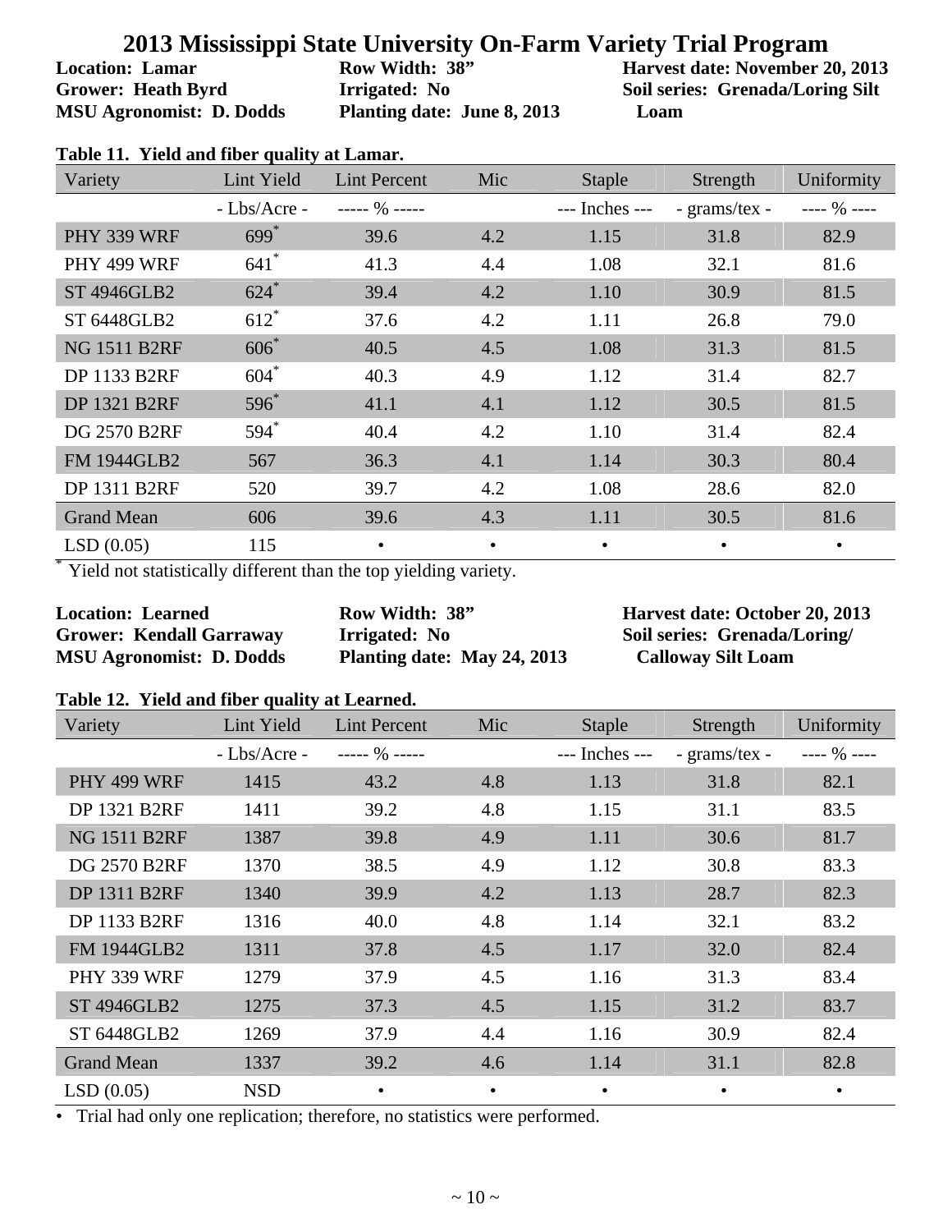# 2013 Mississippi State University On-Farm Variety Trial Program

**Location: Lamar** **Row Width: 38”** **Harvest date: November 20, 2013**
**Grower: Heath Byrd** **Irrigated: No** **Soil series: Grenada/Loring Silt Loam**
**MSU Agronomist: D. Dodds** **Planting date: June 8, 2013**

**Table 11. Yield and fiber quality at Lamar.**

| Variety | Lint Yield | Lint Percent | Mic | Staple | Strength | Uniformity |
|---|---|---|---|---|---|---|
| | - Lbs/Acre - | ----- % ----- | | --- Inches --- | - grams/tex - | ---- % ---- |
| PHY 339 WRF | 699* | 39.6 | 4.2 | 1.15 | 31.8 | 82.9 |
| PHY 499 WRF | 641* | 41.3 | 4.4 | 1.08 | 32.1 | 81.6 |
| ST 4946GLB2 | 624* | 39.4 | 4.2 | 1.10 | 30.9 | 81.5 |
| ST 6448GLB2 | 612* | 37.6 | 4.2 | 1.11 | 26.8 | 79.0 |
| NG 1511 B2RF | 606* | 40.5 | 4.5 | 1.08 | 31.3 | 81.5 |
| DP 1133 B2RF | 604* | 40.3 | 4.9 | 1.12 | 31.4 | 82.7 |
| DP 1321 B2RF | 596* | 41.1 | 4.1 | 1.12 | 30.5 | 81.5 |
| DG 2570 B2RF | 594* | 40.4 | 4.2 | 1.10 | 31.4 | 82.4 |
| FM 1944GLB2 | 567 | 36.3 | 4.1 | 1.14 | 30.3 | 80.4 |
| DP 1311 B2RF | 520 | 39.7 | 4.2 | 1.08 | 28.6 | 82.0 |
| Grand Mean | 606 | 39.6 | 4.3 | 1.11 | 30.5 | 81.6 |
| LSD (0.05) | 115 | • | • | • | • | • |

\* Yield not statistically different than the top yielding variety.

**Location: Learned** **Row Width: 38”** **Harvest date: October 20, 2013**
**Grower: Kendall Garraway** **Irrigated: No** **Soil series: Grenada/Loring/Calloway Silt Loam**
**MSU Agronomist: D. Dodds** **Planting date: May 24, 2013**

**Table 12. Yield and fiber quality at Learned.**

| Variety | Lint Yield | Lint Percent | Mic | Staple | Strength | Uniformity |
|---|---|---|---|---|---|---|
| | - Lbs/Acre - | ----- % ----- | | --- Inches --- | - grams/tex - | ---- % ---- |
| PHY 499 WRF | 1415 | 43.2 | 4.8 | 1.13 | 31.8 | 82.1 |
| DP 1321 B2RF | 1411 | 39.2 | 4.8 | 1.15 | 31.1 | 83.5 |
| NG 1511 B2RF | 1387 | 39.8 | 4.9 | 1.11 | 30.6 | 81.7 |
| DG 2570 B2RF | 1370 | 38.5 | 4.9 | 1.12 | 30.8 | 83.3 |
| DP 1311 B2RF | 1340 | 39.9 | 4.2 | 1.13 | 28.7 | 82.3 |
| DP 1133 B2RF | 1316 | 40.0 | 4.8 | 1.14 | 32.1 | 83.2 |
| FM 1944GLB2 | 1311 | 37.8 | 4.5 | 1.17 | 32.0 | 82.4 |
| PHY 339 WRF | 1279 | 37.9 | 4.5 | 1.16 | 31.3 | 83.4 |
| ST 4946GLB2 | 1275 | 37.3 | 4.5 | 1.15 | 31.2 | 83.7 |
| ST 6448GLB2 | 1269 | 37.9 | 4.4 | 1.16 | 30.9 | 82.4 |
| Grand Mean | 1337 | 39.2 | 4.6 | 1.14 | 31.1 | 82.8 |
| LSD (0.05) | NSD | • | • | • | • | • |

• Trial had only one replication; therefore, no statistics were performed.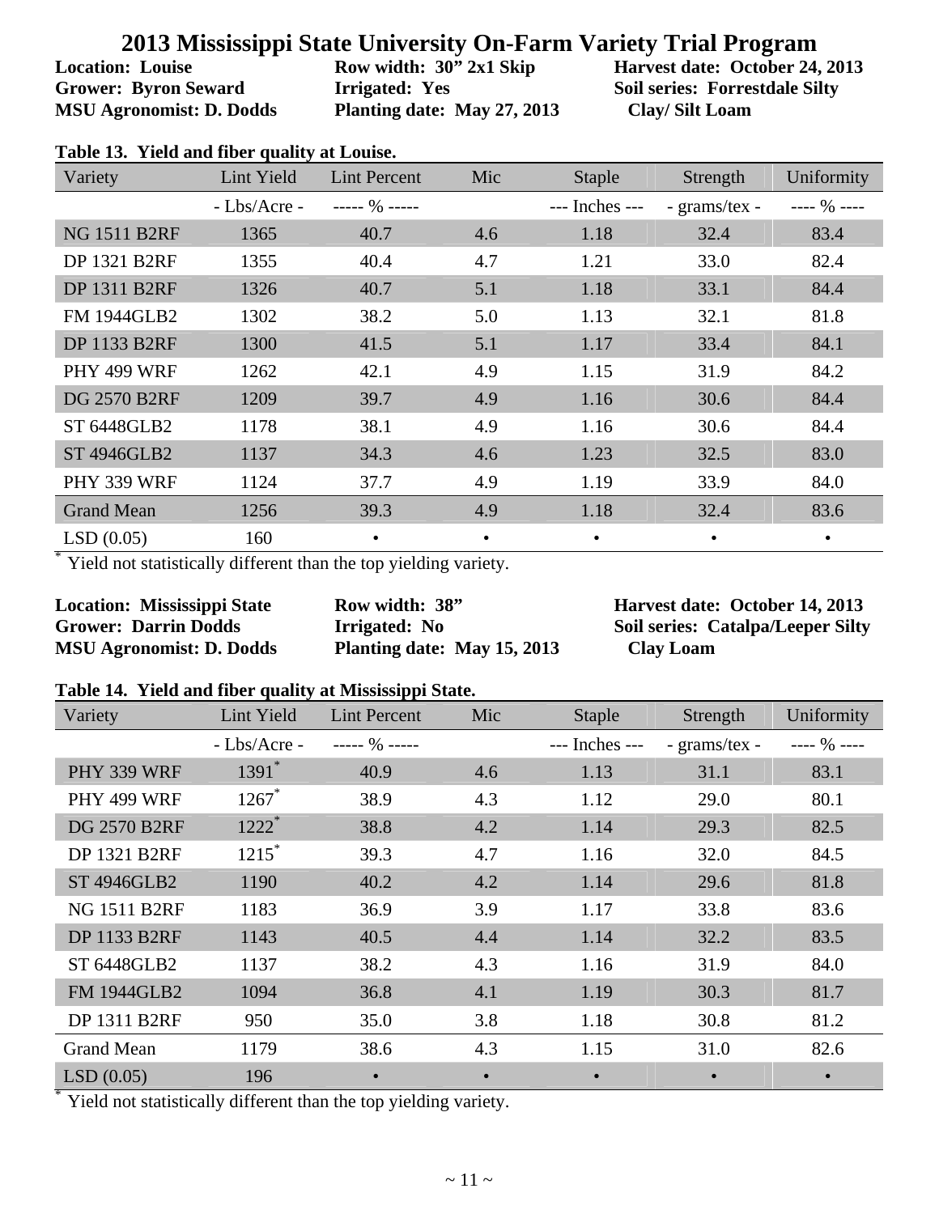# 2013 Mississippi State University On-Farm Variety Trial Program

**Location: Louise** | **Row width: 30" 2x1 Skip** | **Harvest date: October 24, 2013**
**Grower: Byron Seward** | **Irrigated: Yes** | **Soil series: Forrestdale Silty Clay/ Silt Loam**
**MSU Agronomist: D. Dodds** | **Planting date: May 27, 2013**

**Table 13. Yield and fiber quality at Louise.**

| Variety | Lint Yield | Lint Percent | Mic | Staple | Strength | Uniformity |
|---|---|---|---|---|---|---|
| | - Lbs/Acre - | ----- % ----- | | --- Inches --- | - grams/tex - | ---- % ---- |
| NG 1511 B2RF | 1365 | 40.7 | 4.6 | 1.18 | 32.4 | 83.4 |
| DP 1321 B2RF | 1355 | 40.4 | 4.7 | 1.21 | 33.0 | 82.4 |
| DP 1311 B2RF | 1326 | 40.7 | 5.1 | 1.18 | 33.1 | 84.4 |
| FM 1944GLB2 | 1302 | 38.2 | 5.0 | 1.13 | 32.1 | 81.8 |
| DP 1133 B2RF | 1300 | 41.5 | 5.1 | 1.17 | 33.4 | 84.1 |
| PHY 499 WRF | 1262 | 42.1 | 4.9 | 1.15 | 31.9 | 84.2 |
| DG 2570 B2RF | 1209 | 39.7 | 4.9 | 1.16 | 30.6 | 84.4 |
| ST 6448GLB2 | 1178 | 38.1 | 4.9 | 1.16 | 30.6 | 84.4 |
| ST 4946GLB2 | 1137 | 34.3 | 4.6 | 1.23 | 32.5 | 83.0 |
| PHY 339 WRF | 1124 | 37.7 | 4.9 | 1.19 | 33.9 | 84.0 |
| Grand Mean | 1256 | 39.3 | 4.9 | 1.18 | 32.4 | 83.6 |
| LSD (0.05) | 160 | • | • | • | • | • |

[*] Yield not statistically different than the top yielding variety.

**Location: Mississippi State** | **Row width: 38"** | **Harvest date: October 14, 2013**
**Grower: Darrin Dodds** | **Irrigated: No** | **Soil series: Catalpa/Leeper Silty Clay Loam**
**MSU Agronomist: D. Dodds** | **Planting date: May 15, 2013**

**Table 14. Yield and fiber quality at Mississippi State.**

| Variety | Lint Yield | Lint Percent | Mic | Staple | Strength | Uniformity |
|---|---|---|---|---|---|---|
| | - Lbs/Acre - | ----- % ----- | | --- Inches --- | - grams/tex - | ---- % ---- |
| PHY 339 WRF | 1391* | 40.9 | 4.6 | 1.13 | 31.1 | 83.1 |
| PHY 499 WRF | 1267* | 38.9 | 4.3 | 1.12 | 29.0 | 80.1 |
| DG 2570 B2RF | 1222* | 38.8 | 4.2 | 1.14 | 29.3 | 82.5 |
| DP 1321 B2RF | 1215* | 39.3 | 4.7 | 1.16 | 32.0 | 84.5 |
| ST 4946GLB2 | 1190 | 40.2 | 4.2 | 1.14 | 29.6 | 81.8 |
| NG 1511 B2RF | 1183 | 36.9 | 3.9 | 1.17 | 33.8 | 83.6 |
| DP 1133 B2RF | 1143 | 40.5 | 4.4 | 1.14 | 32.2 | 83.5 |
| ST 6448GLB2 | 1137 | 38.2 | 4.3 | 1.16 | 31.9 | 84.0 |
| FM 1944GLB2 | 1094 | 36.8 | 4.1 | 1.19 | 30.3 | 81.7 |
| DP 1311 B2RF | 950 | 35.0 | 3.8 | 1.18 | 30.8 | 81.2 |
| Grand Mean | 1179 | 38.6 | 4.3 | 1.15 | 31.0 | 82.6 |
| LSD (0.05) | 196 | • | • | • | • | • |

[*] Yield not statistically different than the top yielding variety.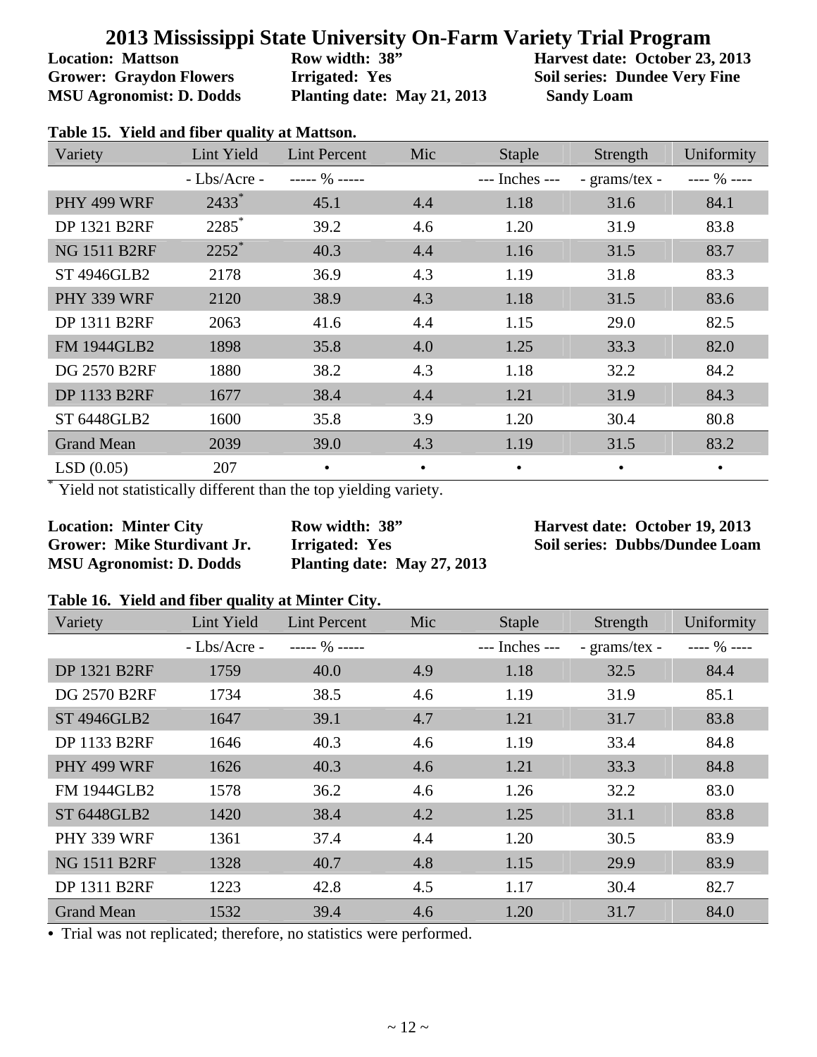# 2013 Mississippi State University On-Farm Variety Trial Program

**Location: Mattson**
**Grower: Graydon Flowers**
**MSU Agronomist: D. Dodds**

**Row width: 38”**
**Irrigated: Yes**
**Planting date: May 21, 2013**

**Harvest date: October 23, 2013**
**Soil series: Dundee Very Fine Sandy Loam**

**Table 15. Yield and fiber quality at Mattson.**

| Variety | Lint Yield | Lint Percent | Mic | Staple | Strength | Uniformity |
|---|---|---|---|---|---|---|
| | - Lbs/Acre - | ----- % ----- | | --- Inches --- | - grams/tex - | ---- % ---- |
| PHY 499 WRF | 2433* | 45.1 | 4.4 | 1.18 | 31.6 | 84.1 |
| DP 1321 B2RF | 2285* | 39.2 | 4.6 | 1.20 | 31.9 | 83.8 |
| NG 1511 B2RF | 2252* | 40.3 | 4.4 | 1.16 | 31.5 | 83.7 |
| ST 4946GLB2 | 2178 | 36.9 | 4.3 | 1.19 | 31.8 | 83.3 |
| PHY 339 WRF | 2120 | 38.9 | 4.3 | 1.18 | 31.5 | 83.6 |
| DP 1311 B2RF | 2063 | 41.6 | 4.4 | 1.15 | 29.0 | 82.5 |
| FM 1944GLB2 | 1898 | 35.8 | 4.0 | 1.25 | 33.3 | 82.0 |
| DG 2570 B2RF | 1880 | 38.2 | 4.3 | 1.18 | 32.2 | 84.2 |
| DP 1133 B2RF | 1677 | 38.4 | 4.4 | 1.21 | 31.9 | 84.3 |
| ST 6448GLB2 | 1600 | 35.8 | 3.9 | 1.20 | 30.4 | 80.8 |
| Grand Mean | 2039 | 39.0 | 4.3 | 1.19 | 31.5 | 83.2 |
| LSD (0.05) | 207 | • | • | • | • | • |

\* Yield not statistically different than the top yielding variety.

**Location: Minter City**
**Grower: Mike Sturdivant Jr.**
**MSU Agronomist: D. Dodds**

**Row width: 38”**
**Irrigated: Yes**
**Planting date: May 27, 2013**

**Harvest date: October 19, 2013**
**Soil series: Dubbs/Dundee Loam**

**Table 16. Yield and fiber quality at Minter City.**

| Variety | Lint Yield | Lint Percent | Mic | Staple | Strength | Uniformity |
|---|---|---|---|---|---|---|
| | - Lbs/Acre - | ----- % ----- | | --- Inches --- | - grams/tex - | ---- % ---- |
| DP 1321 B2RF | 1759 | 40.0 | 4.9 | 1.18 | 32.5 | 84.4 |
| DG 2570 B2RF | 1734 | 38.5 | 4.6 | 1.19 | 31.9 | 85.1 |
| ST 4946GLB2 | 1647 | 39.1 | 4.7 | 1.21 | 31.7 | 83.8 |
| DP 1133 B2RF | 1646 | 40.3 | 4.6 | 1.19 | 33.4 | 84.8 |
| PHY 499 WRF | 1626 | 40.3 | 4.6 | 1.21 | 33.3 | 84.8 |
| FM 1944GLB2 | 1578 | 36.2 | 4.6 | 1.26 | 32.2 | 83.0 |
| ST 6448GLB2 | 1420 | 38.4 | 4.2 | 1.25 | 31.1 | 83.8 |
| PHY 339 WRF | 1361 | 37.4 | 4.4 | 1.20 | 30.5 | 83.9 |
| NG 1511 B2RF | 1328 | 40.7 | 4.8 | 1.15 | 29.9 | 83.9 |
| DP 1311 B2RF | 1223 | 42.8 | 4.5 | 1.17 | 30.4 | 82.7 |
| Grand Mean | 1532 | 39.4 | 4.6 | 1.20 | 31.7 | 84.0 |

• Trial was not replicated; therefore, no statistics were performed.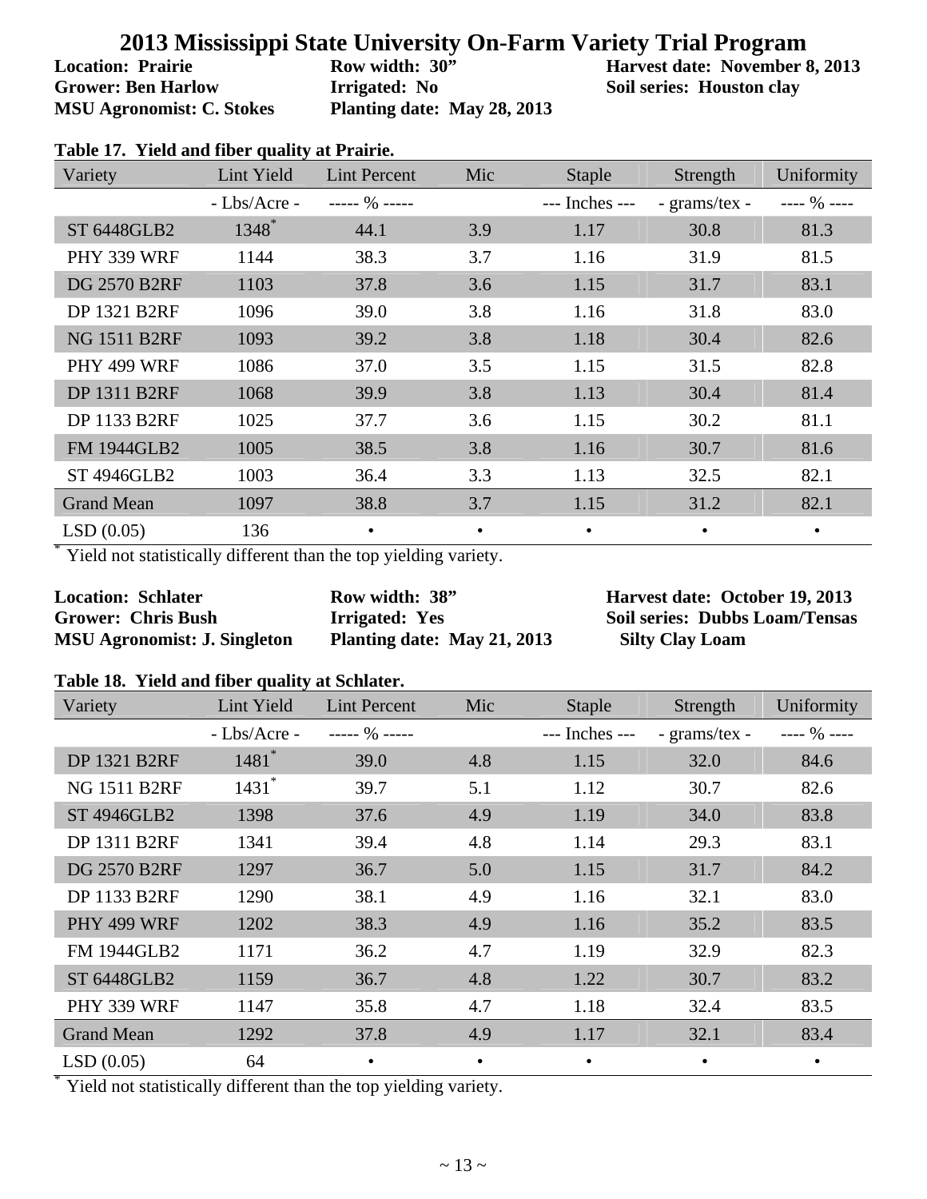# 2013 Mississippi State University On-Farm Variety Trial Program

**Location: Prairie** | **Row width: 30"** | **Harvest date: November 8, 2013**
**Grower: Ben Harlow** | **Irrigated: No** | **Soil series: Houston clay**
**MSU Agronomist: C. Stokes** | **Planting date: May 28, 2013**

**Table 17. Yield and fiber quality at Prairie.**

| Variety | Lint Yield | Lint Percent | Mic | Staple | Strength | Uniformity |
|---|---|---|---|---|---|---|
| | - Lbs/Acre - | ----- % ----- | | --- Inches --- | - grams/tex - | ---- % ---- |
| ST 6448GLB2 | 1348* | 44.1 | 3.9 | 1.17 | 30.8 | 81.3 |
| PHY 339 WRF | 1144 | 38.3 | 3.7 | 1.16 | 31.9 | 81.5 |
| DG 2570 B2RF | 1103 | 37.8 | 3.6 | 1.15 | 31.7 | 83.1 |
| DP 1321 B2RF | 1096 | 39.0 | 3.8 | 1.16 | 31.8 | 83.0 |
| NG 1511 B2RF | 1093 | 39.2 | 3.8 | 1.18 | 30.4 | 82.6 |
| PHY 499 WRF | 1086 | 37.0 | 3.5 | 1.15 | 31.5 | 82.8 |
| DP 1311 B2RF | 1068 | 39.9 | 3.8 | 1.13 | 30.4 | 81.4 |
| DP 1133 B2RF | 1025 | 37.7 | 3.6 | 1.15 | 30.2 | 81.1 |
| FM 1944GLB2 | 1005 | 38.5 | 3.8 | 1.16 | 30.7 | 81.6 |
| ST 4946GLB2 | 1003 | 36.4 | 3.3 | 1.13 | 32.5 | 82.1 |
| Grand Mean | 1097 | 38.8 | 3.7 | 1.15 | 31.2 | 82.1 |
| LSD (0.05) | 136 | • | • | • | • | • |

* Yield not statistically different than the top yielding variety.

**Location: Schlater** | **Row width: 38"** | **Harvest date: October 19, 2013**
**Grower: Chris Bush** | **Irrigated: Yes** | **Soil series: Dubbs Loam/Tensas Silty Clay Loam**
**MSU Agronomist: J. Singleton** | **Planting date: May 21, 2013**

**Table 18. Yield and fiber quality at Schlater.**

| Variety | Lint Yield | Lint Percent | Mic | Staple | Strength | Uniformity |
|---|---|---|---|---|---|---|
| | - Lbs/Acre - | ----- % ----- | | --- Inches --- | - grams/tex - | ---- % ---- |
| DP 1321 B2RF | 1481* | 39.0 | 4.8 | 1.15 | 32.0 | 84.6 |
| NG 1511 B2RF | 1431* | 39.7 | 5.1 | 1.12 | 30.7 | 82.6 |
| ST 4946GLB2 | 1398 | 37.6 | 4.9 | 1.19 | 34.0 | 83.8 |
| DP 1311 B2RF | 1341 | 39.4 | 4.8 | 1.14 | 29.3 | 83.1 |
| DG 2570 B2RF | 1297 | 36.7 | 5.0 | 1.15 | 31.7 | 84.2 |
| DP 1133 B2RF | 1290 | 38.1 | 4.9 | 1.16 | 32.1 | 83.0 |
| PHY 499 WRF | 1202 | 38.3 | 4.9 | 1.16 | 35.2 | 83.5 |
| FM 1944GLB2 | 1171 | 36.2 | 4.7 | 1.19 | 32.9 | 82.3 |
| ST 6448GLB2 | 1159 | 36.7 | 4.8 | 1.22 | 30.7 | 83.2 |
| PHY 339 WRF | 1147 | 35.8 | 4.7 | 1.18 | 32.4 | 83.5 |
| Grand Mean | 1292 | 37.8 | 4.9 | 1.17 | 32.1 | 83.4 |
| LSD (0.05) | 64 | • | • | • | • | • |

* Yield not statistically different than the top yielding variety.